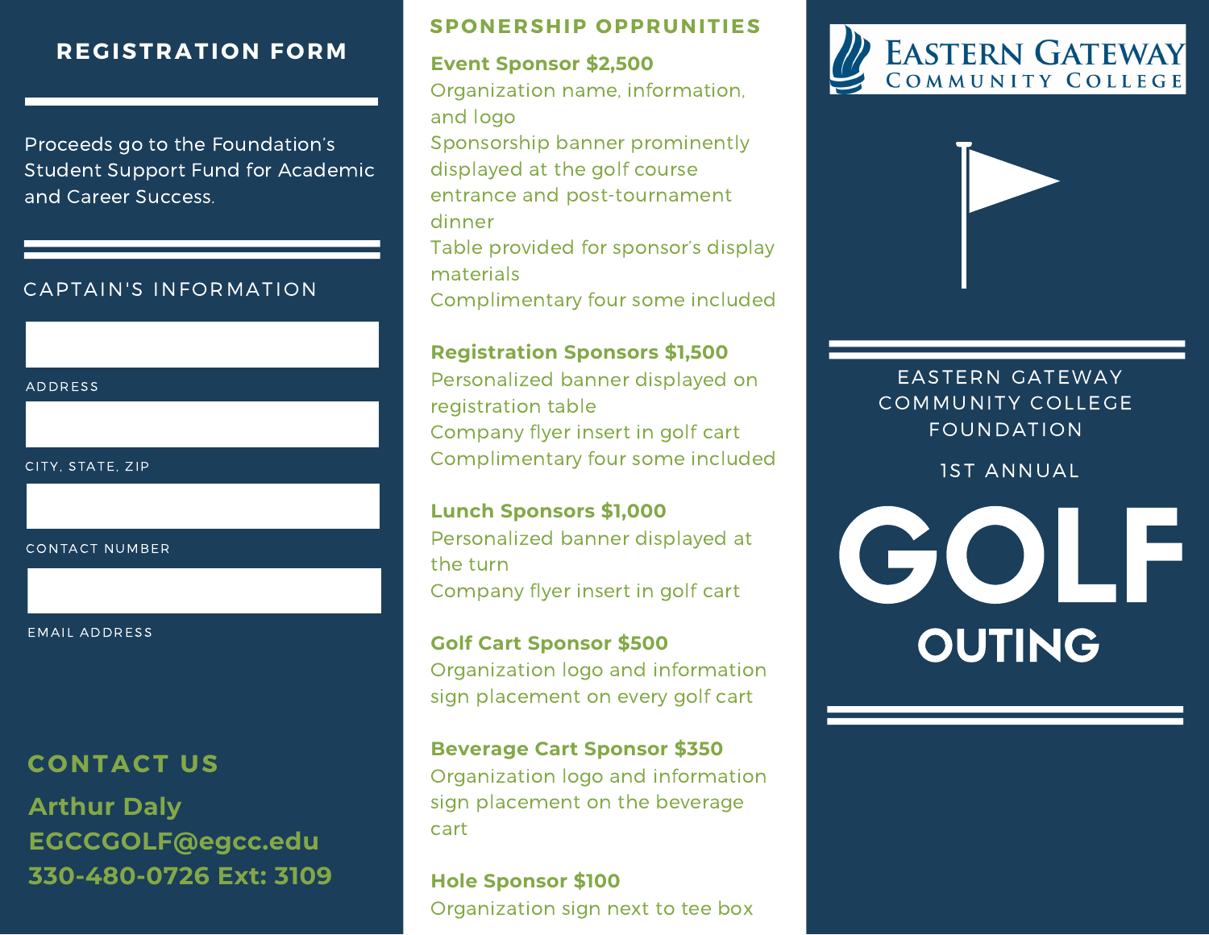## REGISTRATION FORM

Proceeds go to the Foundation's Student Support Fund for Academic and Career Success.

### CAPTAIN'S INFORMATION

ADDRESS

CITY, STATE, ZIP

CONTACT NUMBER

EMAIL ADDRESS

### CONTACT US

**Arthur Daly**
**EGCCGOLF@egcc.edu**
**330-480-0726 Ext: 3109**

## SPONERSHIP OPPRUNITIES

**Event Sponsor $2,500**
Organization name, information, and logo
Sponsorship banner prominently displayed at the golf course entrance and post-tournament dinner
Table provided for sponsor's display materials
Complimentary four some included

**Registration Sponsors $1,500**
Personalized banner displayed on registration table
Company flyer insert in golf cart
Complimentary four some included

**Lunch Sponsors $1,000**
Personalized banner displayed at the turn
Company flyer insert in golf cart

**Golf Cart Sponsor $500**
Organization logo and information sign placement on every golf cart

**Beverage Cart Sponsor $350**
Organization logo and information sign placement on the beverage cart

**Hole Sponsor $100**
Organization sign next to tee box

EASTERN GATEWAY COMMUNITY COLLEGE

EASTERN GATEWAY COMMUNITY COLLEGE FOUNDATION

1ST ANNUAL

# GOLF OUTING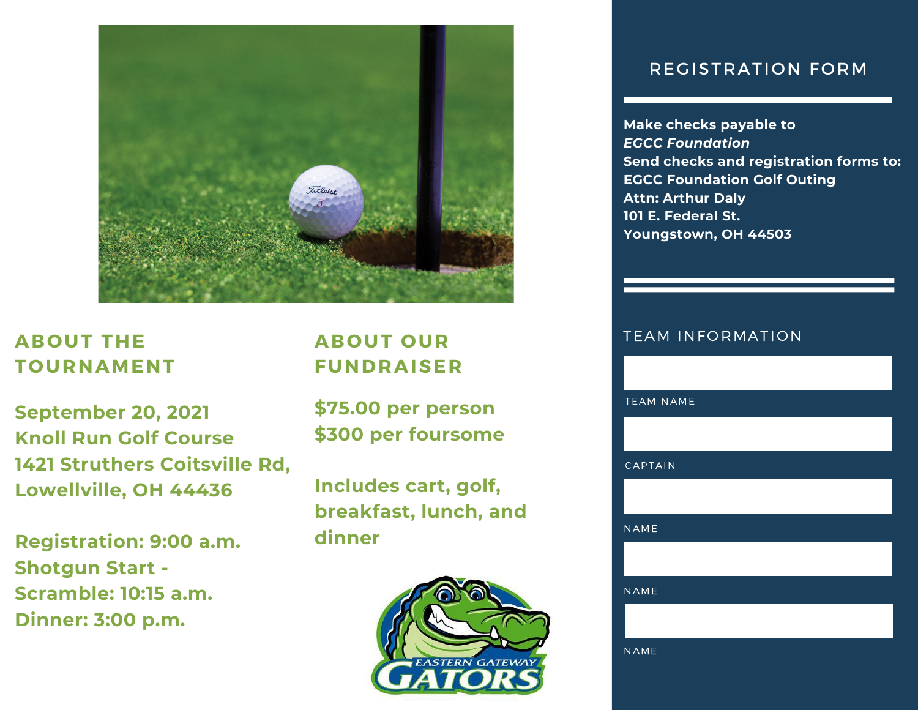## ABOUT THE TOURNAMENT

**September 20, 2021**
**Knoll Run Golf Course**
**1421 Struthers Coitsville Rd,**
**Lowellville, OH 44436**

**Registration: 9:00 a.m.**
**Shotgun Start - Scramble: 10:15 a.m.**
**Dinner: 3:00 p.m.**

## ABOUT OUR FUNDRAISER

**$75.00 per person**
**$300 per foursome**

**Includes cart, golf, breakfast, lunch, and dinner**

EASTERN GATEWAY GATORS

## REGISTRATION FORM

**Make checks payable to**
***EGCC Foundation***
**Send checks and registration forms to:**
**EGCC Foundation Golf Outing**
**Attn: Arthur Daly**
**101 E. Federal St.**
**Youngstown, OH 44503**

## TEAM INFORMATION

TEAM NAME

CAPTAIN

NAME

NAME

NAME